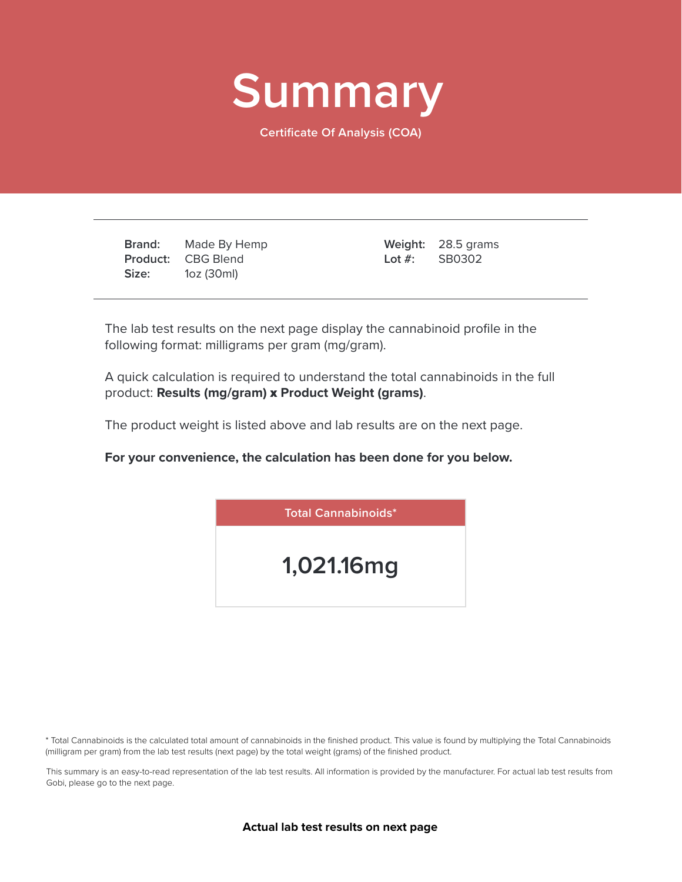# Summary

Certificate Of Analysis (COA)

| | | | |
|---|---|---|---|
| **Brand:** | Made By Hemp | **Weight:** | 28.5 grams |
| **Product:** | CBG Blend | **Lot #:** | SB0302 |
| **Size:** | 1oz (30ml) | | |

The lab test results on the next page display the cannabinoid profile in the following format: milligrams per gram (mg/gram).

A quick calculation is required to understand the total cannabinoids in the full product: **Results (mg/gram) x Product Weight (grams)**.

The product weight is listed above and lab results are on the next page.

**For your convenience, the calculation has been done for you below.**

| Total Cannabinoids* |
|---|
| **1,021.16mg** |

* Total Cannabinoids is the calculated total amount of cannabinoids in the finished product. This value is found by multiplying the Total Cannabinoids (milligram per gram) from the lab test results (next page) by the total weight (grams) of the finished product.

This summary is an easy-to-read representation of the lab test results. All information is provided by the manufacturer. For actual lab test results from Gobi, please go to the next page.

**Actual lab test results on next page**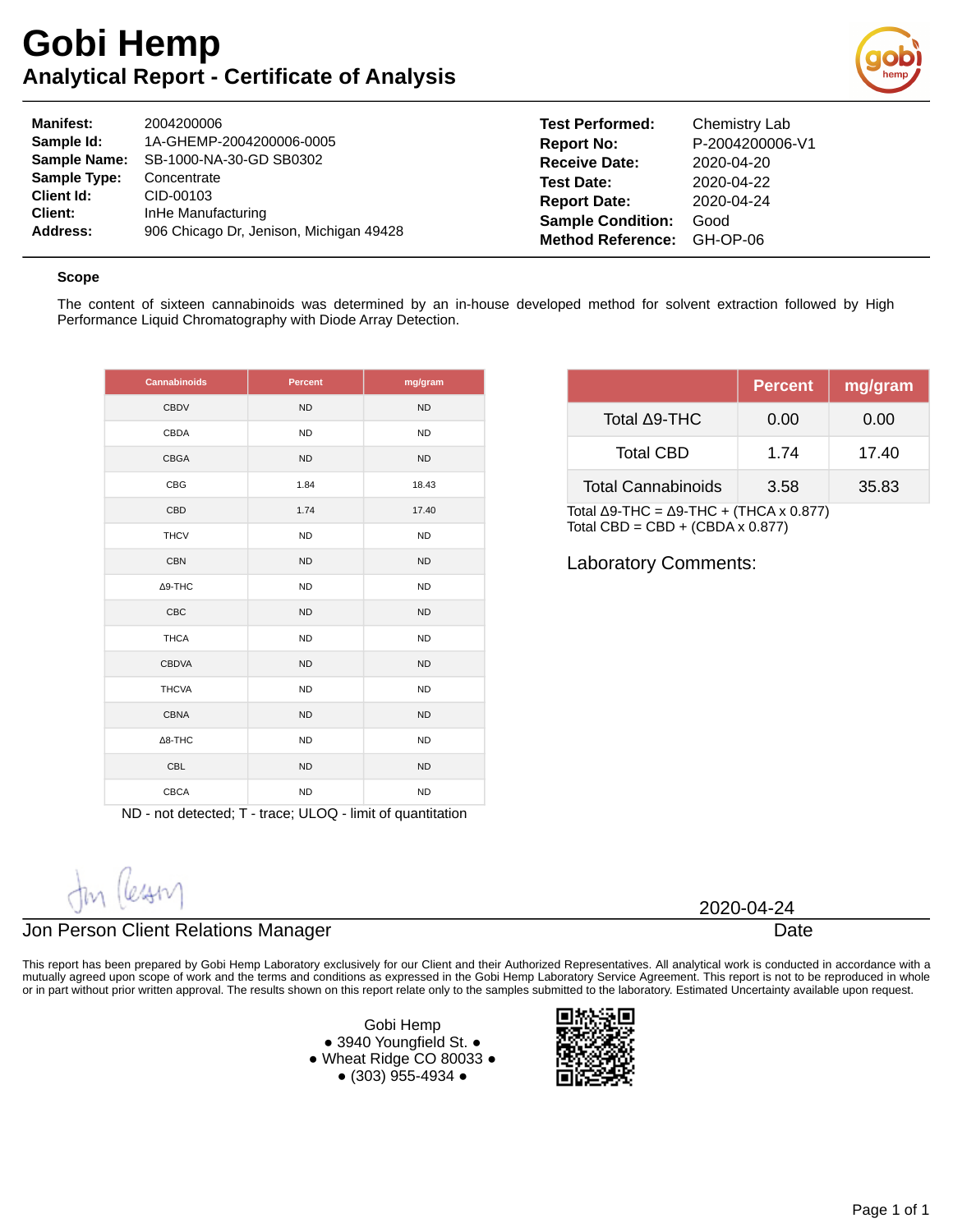# Gobi Hemp

## Analytical Report - Certificate of Analysis

| | | | |
|---|---|---|---|
| **Manifest:** | 2004200006 | **Test Performed:** | Chemistry Lab |
| **Sample Id:** | 1A-GHEMP-2004200006-0005 | **Report No:** | P-2004200006-V1 |
| **Sample Name:** | SB-1000-NA-30-GD SB0302 | **Receive Date:** | 2020-04-20 |
| **Sample Type:** | Concentrate | **Test Date:** | 2020-04-22 |
| **Client Id:** | CID-00103 | **Report Date:** | 2020-04-24 |
| **Client:** | InHe Manufacturing | **Sample Condition:** | Good |
| **Address:** | 906 Chicago Dr, Jenison, Michigan 49428 | **Method Reference:** | GH-OP-06 |

### Scope

The content of sixteen cannabinoids was determined by an in-house developed method for solvent extraction followed by High Performance Liquid Chromatography with Diode Array Detection.

| Cannabinoids | Percent | mg/gram |
|---|---|---|
| CBDV | ND | ND |
| CBDA | ND | ND |
| CBGA | ND | ND |
| CBG | 1.84 | 18.43 |
| CBD | 1.74 | 17.40 |
| THCV | ND | ND |
| CBN | ND | ND |
| Δ9-THC | ND | ND |
| CBC | ND | ND |
| THCA | ND | ND |
| CBDVA | ND | ND |
| THCVA | ND | ND |
| CBNA | ND | ND |
| Δ8-THC | ND | ND |
| CBL | ND | ND |
| CBCA | ND | ND |

ND - not detected; T - trace; ULOQ - limit of quantitation

| | Percent | mg/gram |
|---|---|---|
| Total Δ9-THC | 0.00 | 0.00 |
| Total CBD | 1.74 | 17.40 |
| Total Cannabinoids | 3.58 | 35.83 |

Total Δ9-THC = Δ9-THC + (THCA x 0.877)
Total CBD = CBD + (CBDA x 0.877)

Laboratory Comments:

Jon Person Client Relations Manager

2020-04-24
Date

This report has been prepared by Gobi Hemp Laboratory exclusively for our Client and their Authorized Representatives. All analytical work is conducted in accordance with a mutually agreed upon scope of work and the terms and conditions as expressed in the Gobi Hemp Laboratory Service Agreement. This report is not to be reproduced in whole or in part without prior written approval. The results shown on this report relate only to the samples submitted to the laboratory. Estimated Uncertainty available upon request.

Gobi Hemp
● 3940 Youngfield St. ●
● Wheat Ridge CO 80033 ●
● (303) 955-4934 ●